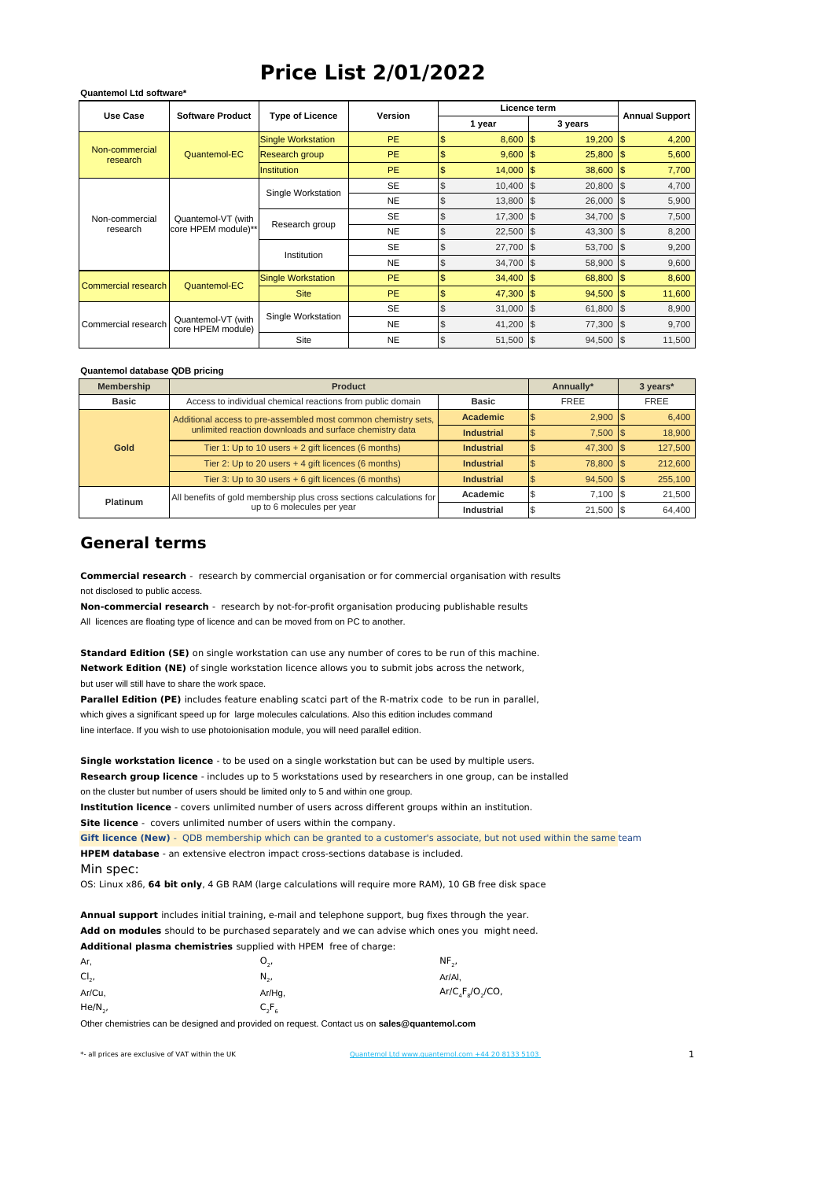# Price List 2/01/2022

**Quantemol Ltd software***

| Use Case | Software Product | Type of Licence | Version | Licence term | | Annual Support |
|---|---|---|---|---|---|---|
| | | | | 1 year | 3 years | |
| Non-commercial research | Quantemol-EC | Single Workstation | PE | $ 8,600 | $ 19,200 | $ 4,200 |
| | | Research group | PE | $ 9,600 | $ 25,800 | $ 5,600 |
| | | Institution | PE | $ 14,000 | $ 38,600 | $ 7,700 |
| Non-commercial research | Quantemol-VT (with core HPEM module)** | Single Workstation | SE | $ 10,400 | $ 20,800 | $ 4,700 |
| | | | NE | $ 13,800 | $ 26,000 | $ 5,900 |
| | | Research group | SE | $ 17,300 | $ 34,700 | $ 7,500 |
| | | | NE | $ 22,500 | $ 43,300 | $ 8,200 |
| | | Institution | SE | $ 27,700 | $ 53,700 | $ 9,200 |
| | | | NE | $ 34,700 | $ 58,900 | $ 9,600 |
| Commercial research | Quantemol-EC | Single Workstation | PE | $ 34,400 | $ 68,800 | $ 8,600 |
| | | Site | PE | $ 47,300 | $ 94,500 | $ 11,600 |
| Commercial research | Quantemol-VT (with core HPEM module) | Single Workstation | SE | $ 31,000 | $ 61,800 | $ 8,900 |
| | | | NE | $ 41,200 | $ 77,300 | $ 9,700 |
| | | Site | NE | $ 51,500 | $ 94,500 | $ 11,500 |

**Quantemol database QDB pricing**

| Membership | Product | | Annually* | 3 years* |
|---|---|---|---|---|
| Basic | Access to individual chemical reactions from public domain | Basic | FREE | FREE |
| Gold | Additional access to pre-assembled most common chemistry sets, unlimited reaction downloads and surface chemistry data | Academic | $ 2,900 | $ 6,400 |
| | | Industrial | $ 7,500 | $ 18,900 |
| | Tier 1: Up to 10 users + 2 gift licences (6 months) | Industrial | $ 47,300 | $ 127,500 |
| | Tier 2: Up to 20 users + 4 gift licences (6 months) | Industrial | $ 78,800 | $ 212,600 |
| | Tier 3: Up to 30 users + 6 gift licences (6 months) | Industrial | $ 94,500 | $ 255,100 |
| Platinum | All benefits of gold membership plus cross sections calculations for up to 6 molecules per year | Academic | $ 7,100 | $ 21,500 |
| | | Industrial | $ 21,500 | $ 64,400 |

## General terms

**Commercial research** - research by commercial organisation or for commercial organisation with results not disclosed to public access.

**Non-commercial research** - research by not-for-profit organisation producing publishable results

All licences are floating type of licence and can be moved from on PC to another.

**Standard Edition (SE)** on single workstation can use any number of cores to be run of this machine.

**Network Edition (NE)** of single workstation licence allows you to submit jobs across the network, but user will still have to share the work space.

**Parallel Edition (PE)** includes feature enabling scatci part of the R-matrix code to be run in parallel, which gives a significant speed up for large molecules calculations. Also this edition includes command line interface. If you wish to use photoionisation module, you will need parallel edition.

**Single workstation licence** - to be used on a single workstation but can be used by multiple users.

**Research group licence** - includes up to 5 workstations used by researchers in one group, can be installed on the cluster but number of users should be limited only to 5 and within one group.

**Institution licence** - covers unlimited number of users across different groups within an institution.

**Site licence** - covers unlimited number of users within the company.

**Gift licence (New)** - QDB membership which can be granted to a customer's associate, but not used within the same team

**HPEM database** - an extensive electron impact cross-sections database is included.

Min spec:

OS: Linux x86, **64 bit only**, 4 GB RAM (large calculations will require more RAM), 10 GB free disk space

**Annual support** includes initial training, e-mail and telephone support, bug fixes through the year.

**Add on modules** should to be purchased separately and we can advise which ones you might need.

**Additional plasma chemistries** supplied with HPEM free of charge:

| | | |
|---|---|---|
| Ar, | $O_2$, | $NF_2$, |
| $Cl_2$, | $N_2$, | Ar/Al, |
| Ar/Cu, | Ar/Hg, | $Ar/C_4F_8/O_2/CO$, |
| $He/N_2$, | $C_2F_6$ | |

Other chemistries can be designed and provided on request. Contact us on **sales@quantemol.com**

*- all prices are exclusive of VAT within the UK

Quantemol Ltd www.quantemol.com +44 20 8133 5103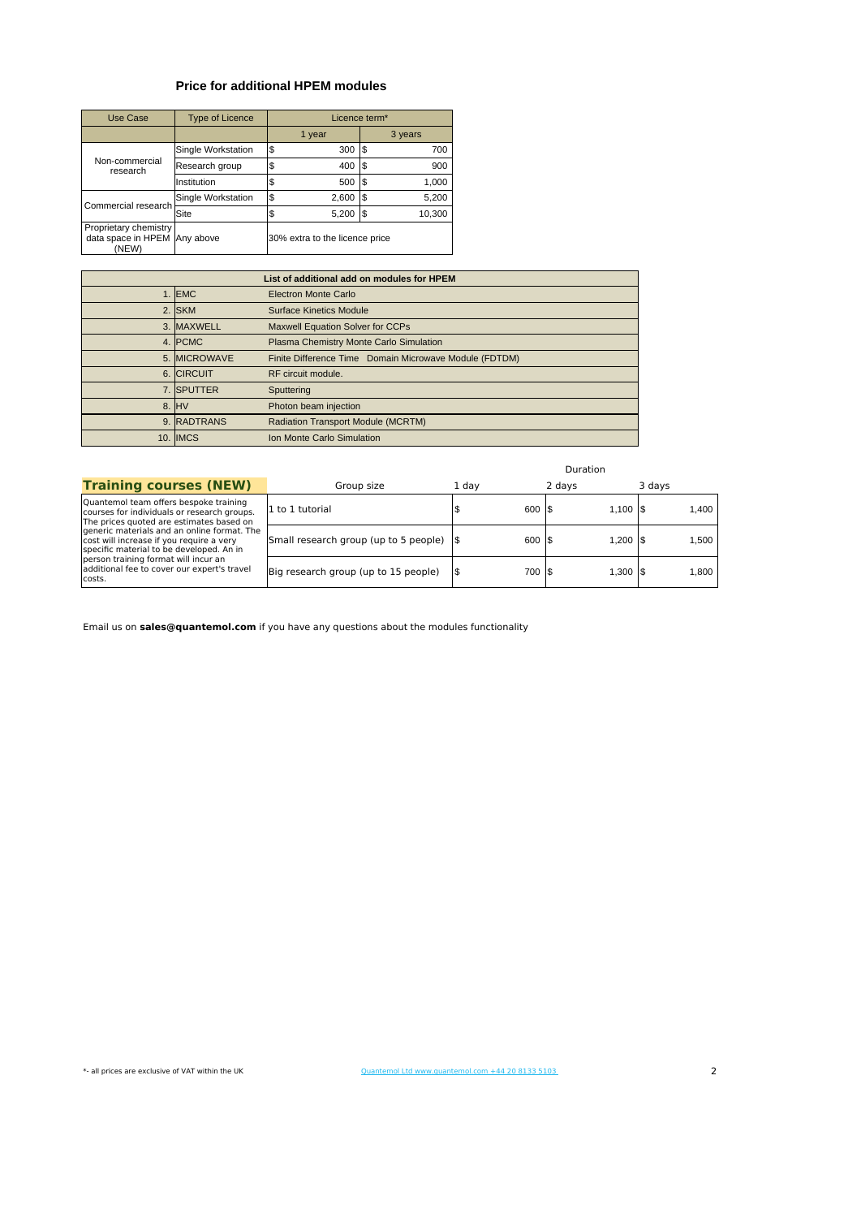## Price for additional HPEM modules

| Use Case | Type of Licence | Licence term* | |
|---|---|---|---|
| | | 1 year | 3 years |
| Non-commercial research | Single Workstation | $ 300 | $ 700 |
| | Research group | $ 400 | $ 900 |
| | Institution | $ 500 | $ 1,000 |
| Commercial research | Single Workstation | $ 2,600 | $ 5,200 |
| | Site | $ 5,200 | $ 10,300 |
| Proprietary chemistry data space in HPEM (NEW) | Any above | 30% extra to the licence price | |

| List of additional add on modules for HPEM | | |
|---|---|---|
| 1. | EMC | Electron Monte Carlo |
| 2. | SKM | Surface Kinetics Module |
| 3. | MAXWELL | Maxwell Equation Solver for CCPs |
| 4. | PCMC | Plasma Chemistry Monte Carlo Simulation |
| 5. | MICROWAVE | Finite Difference Time Domain Microwave Module (FDTDM) |
| 6. | CIRCUIT | RF circuit module. |
| 7. | SPUTTER | Sputtering |
| 8. | HV | Photon beam injection |
| 9. | RADTRANS | Radiation Transport Module (MCRTM) |
| 10. | IMCS | Ion Monte Carlo Simulation |

## Training courses (NEW)

Quantemol team offers bespoke training courses for individuals or research groups. The prices quoted are estimates based on generic materials and an online format. The cost will increase if you require a very specific material to be developed. An in person training format will incur an additional fee to cover our expert's travel costs.

| Group size | Duration: 1 day | 2 days | 3 days |
|---|---|---|---|
| 1 to 1 tutorial | $ 600 | $ 1,100 | $ 1,400 |
| Small research group (up to 5 people) | $ 600 | $ 1,200 | $ 1,500 |
| Big research group (up to 15 people) | $ 700 | $ 1,300 | $ 1,800 |

Email us on **sales@quantemol.com** if you have any questions about the modules functionality

*- all prices are exclusive of VAT within the UK

Quantemol Ltd www.quantemol.com +44 20 8133 5103